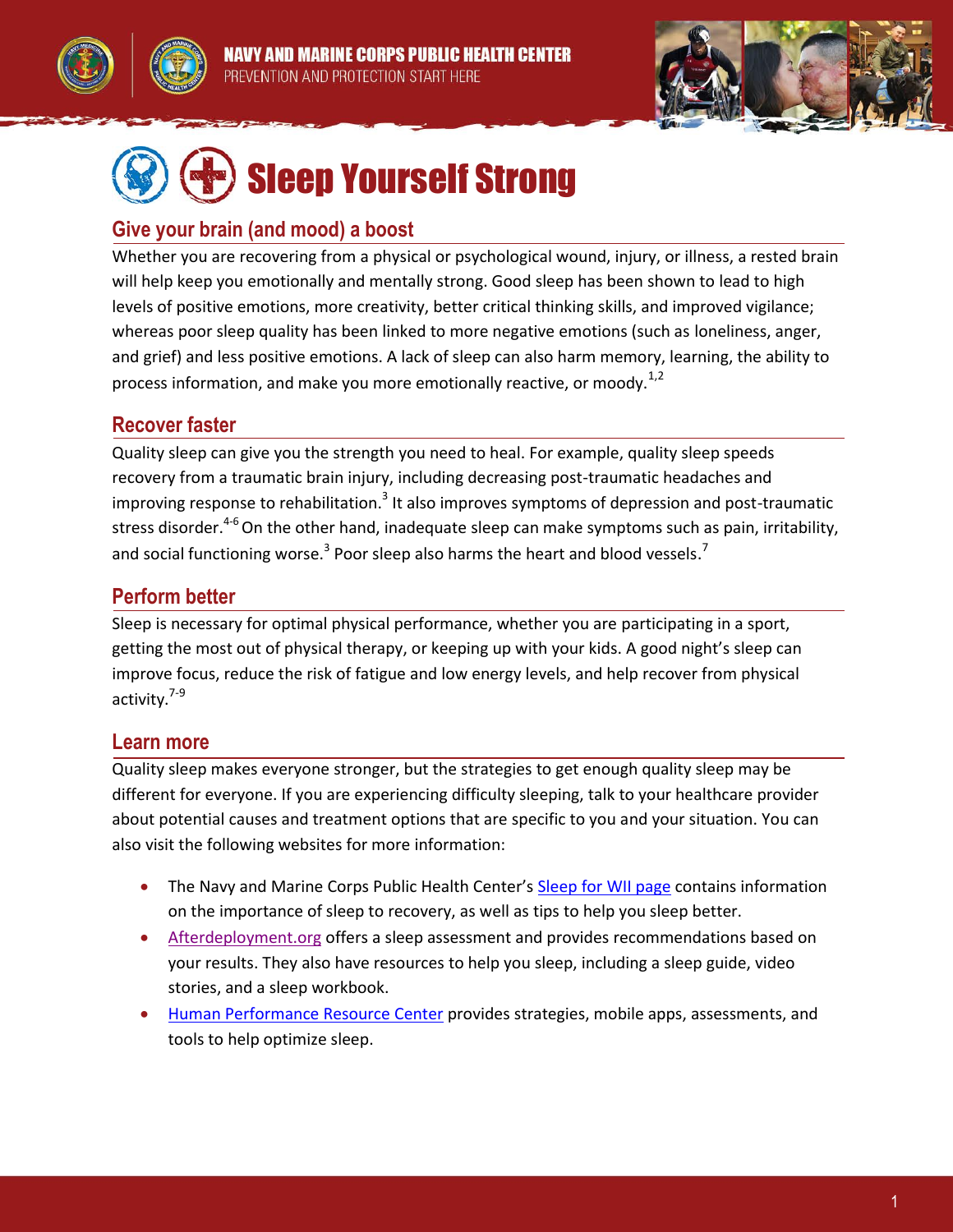NAVY AND MARINE CORPS PUBLIC HEALTH CENTER

PREVENTION AND PROTECTION START HERE

# Sleep Yourself Strong

## Give your brain (and mood) a boost

Whether you are recovering from a physical or psychological wound, injury, or illness, a rested brain will help keep you emotionally and mentally strong. Good sleep has been shown to lead to high levels of positive emotions, more creativity, better critical thinking skills, and improved vigilance; whereas poor sleep quality has been linked to more negative emotions (such as loneliness, anger, and grief) and less positive emotions. A lack of sleep can also harm memory, learning, the ability to process information, and make you more emotionally reactive, or moody.[1,2]

## Recover faster

Quality sleep can give you the strength you need to heal. For example, quality sleep speeds recovery from a traumatic brain injury, including decreasing post-traumatic headaches and improving response to rehabilitation.[3] It also improves symptoms of depression and post-traumatic stress disorder.[4-6] On the other hand, inadequate sleep can make symptoms such as pain, irritability, and social functioning worse.[3] Poor sleep also harms the heart and blood vessels.[7]

## Perform better

Sleep is necessary for optimal physical performance, whether you are participating in a sport, getting the most out of physical therapy, or keeping up with your kids. A good night's sleep can improve focus, reduce the risk of fatigue and low energy levels, and help recover from physical activity.[7-9]

## Learn more

Quality sleep makes everyone stronger, but the strategies to get enough quality sleep may be different for everyone. If you are experiencing difficulty sleeping, talk to your healthcare provider about potential causes and treatment options that are specific to you and your situation. You can also visit the following websites for more information:

- The Navy and Marine Corps Public Health Center's Sleep for WII page contains information on the importance of sleep to recovery, as well as tips to help you sleep better.
- Afterdeployment.org offers a sleep assessment and provides recommendations based on your results. They also have resources to help you sleep, including a sleep guide, video stories, and a sleep workbook.
- Human Performance Resource Center provides strategies, mobile apps, assessments, and tools to help optimize sleep.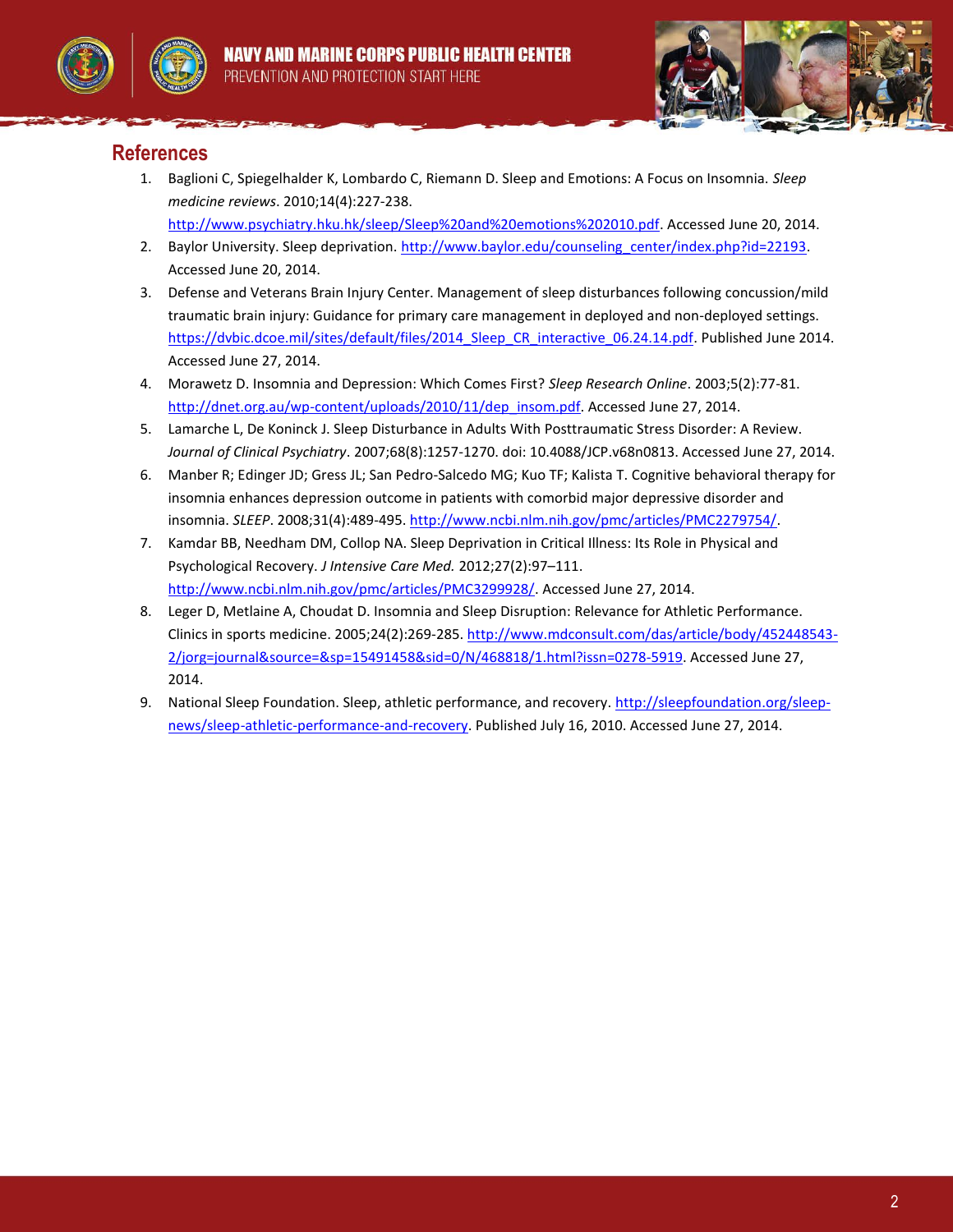## References

1. Baglioni C, Spiegelhalder K, Lombardo C, Riemann D. Sleep and Emotions: A Focus on Insomnia. *Sleep medicine reviews*. 2010;14(4):227-238. http://www.psychiatry.hku.hk/sleep/Sleep%20and%20emotions%202010.pdf. Accessed June 20, 2014.
2. Baylor University. Sleep deprivation. http://www.baylor.edu/counseling_center/index.php?id=22193. Accessed June 20, 2014.
3. Defense and Veterans Brain Injury Center. Management of sleep disturbances following concussion/mild traumatic brain injury: Guidance for primary care management in deployed and non-deployed settings. https://dvbic.dcoe.mil/sites/default/files/2014_Sleep_CR_interactive_06.24.14.pdf. Published June 2014. Accessed June 27, 2014.
4. Morawetz D. Insomnia and Depression: Which Comes First? *Sleep Research Online*. 2003;5(2):77-81. http://dnet.org.au/wp-content/uploads/2010/11/dep_insom.pdf. Accessed June 27, 2014.
5. Lamarche L, De Koninck J. Sleep Disturbance in Adults With Posttraumatic Stress Disorder: A Review. *Journal of Clinical Psychiatry*. 2007;68(8):1257-1270. doi: 10.4088/JCP.v68n0813. Accessed June 27, 2014.
6. Manber R; Edinger JD; Gress JL; San Pedro-Salcedo MG; Kuo TF; Kalista T. Cognitive behavioral therapy for insomnia enhances depression outcome in patients with comorbid major depressive disorder and insomnia. *SLEEP*. 2008;31(4):489-495. http://www.ncbi.nlm.nih.gov/pmc/articles/PMC2279754/.
7. Kamdar BB, Needham DM, Collop NA. Sleep Deprivation in Critical Illness: Its Role in Physical and Psychological Recovery. *J Intensive Care Med.* 2012;27(2):97–111. http://www.ncbi.nlm.nih.gov/pmc/articles/PMC3299928/. Accessed June 27, 2014.
8. Leger D, Metlaine A, Choudat D. Insomnia and Sleep Disruption: Relevance for Athletic Performance. Clinics in sports medicine. 2005;24(2):269-285. http://www.mdconsult.com/das/article/body/452448543-2/jorg=journal&source=&sp=15491458&sid=0/N/468818/1.html?issn=0278-5919. Accessed June 27, 2014.
9. National Sleep Foundation. Sleep, athletic performance, and recovery. http://sleepfoundation.org/sleep-news/sleep-athletic-performance-and-recovery. Published July 16, 2010. Accessed June 27, 2014.